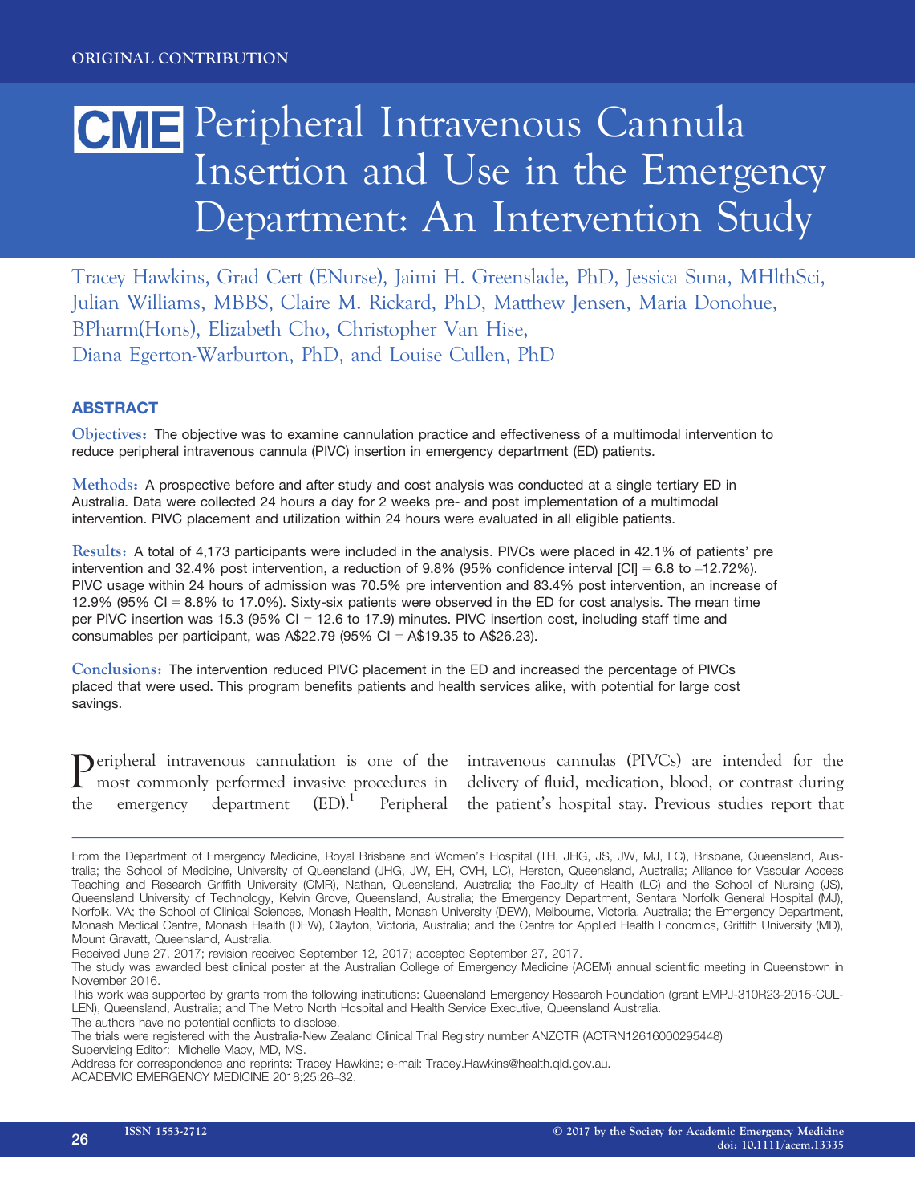ORIGINAL CONTRIBUTION

# CME Peripheral Intravenous Cannula Insertion and Use in the Emergency Department: An Intervention Study

Tracey Hawkins, Grad Cert (ENurse), Jaimi H. Greenslade, PhD, Jessica Suna, MHlthSci, Julian Williams, MBBS, Claire M. Rickard, PhD, Matthew Jensen, Maria Donohue, BPharm(Hons), Elizabeth Cho, Christopher Van Hise, Diana Egerton-Warburton, PhD, and Louise Cullen, PhD

## ABSTRACT

**Objectives:** The objective was to examine cannulation practice and effectiveness of a multimodal intervention to reduce peripheral intravenous cannula (PIVC) insertion in emergency department (ED) patients.

**Methods:** A prospective before and after study and cost analysis was conducted at a single tertiary ED in Australia. Data were collected 24 hours a day for 2 weeks pre- and post implementation of a multimodal intervention. PIVC placement and utilization within 24 hours were evaluated in all eligible patients.

**Results:** A total of 4,173 participants were included in the analysis. PIVCs were placed in 42.1% of patients' pre intervention and 32.4% post intervention, a reduction of 9.8% (95% confidence interval [CI] = 6.8 to –12.72%). PIVC usage within 24 hours of admission was 70.5% pre intervention and 83.4% post intervention, an increase of 12.9% (95% CI = 8.8% to 17.0%). Sixty-six patients were observed in the ED for cost analysis. The mean time per PIVC insertion was 15.3 (95% CI = 12.6 to 17.9) minutes. PIVC insertion cost, including staff time and consumables per participant, was A$22.79 (95% CI = A$19.35 to A$26.23).

**Conclusions:** The intervention reduced PIVC placement in the ED and increased the percentage of PIVCs placed that were used. This program benefits patients and health services alike, with potential for large cost savings.

Peripheral intravenous cannulation is one of the most commonly performed invasive procedures in the emergency department (ED).[1] Peripheral intravenous cannulas (PIVCs) are intended for the delivery of fluid, medication, blood, or contrast during the patient's hospital stay. Previous studies report that

---

From the Department of Emergency Medicine, Royal Brisbane and Women's Hospital (TH, JHG, JS, JW, MJ, LC), Brisbane, Queensland, Australia; the School of Medicine, University of Queensland (JHG, JW, EH, CVH, LC), Herston, Queensland, Australia; Alliance for Vascular Access Teaching and Research Griffith University (CMR), Nathan, Queensland, Australia; the Faculty of Health (LC) and the School of Nursing (JS), Queensland University of Technology, Kelvin Grove, Queensland, Australia; the Emergency Department, Sentara Norfolk General Hospital (MJ), Norfolk, VA; the School of Clinical Sciences, Monash Health, Monash University (DEW), Melbourne, Victoria, Australia; the Emergency Department, Monash Medical Centre, Monash Health (DEW), Clayton, Victoria, Australia; and the Centre for Applied Health Economics, Griffith University (MD), Mount Gravatt, Queensland, Australia.

Received June 27, 2017; revision received September 12, 2017; accepted September 27, 2017.

The study was awarded best clinical poster at the Australian College of Emergency Medicine (ACEM) annual scientific meeting in Queenstown in November 2016.

This work was supported by grants from the following institutions: Queensland Emergency Research Foundation (grant EMPJ-310R23-2015-CULLEN), Queensland, Australia; and The Metro North Hospital and Health Service Executive, Queensland Australia.

The authors have no potential conflicts to disclose.

The trials were registered with the Australia-New Zealand Clinical Trial Registry number ANZCTR (ACTRN12616000295448)

Supervising Editor: Michelle Macy, MD, MS.

Address for correspondence and reprints: Tracey Hawkins; e-mail: Tracey.Hawkins@health.qld.gov.au.

ACADEMIC EMERGENCY MEDICINE 2018;25:26–32.

ISSN 1553-2712 © 2017 by the Society for Academic Emergency Medicine doi: 10.1111/acem.13335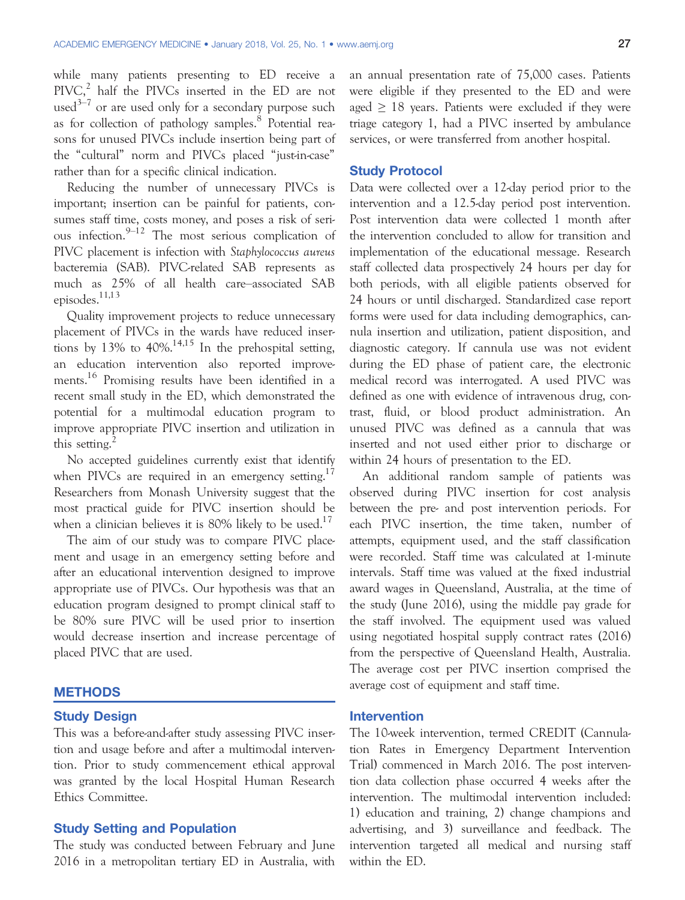while many patients presenting to ED receive a PIVC,[2] half the PIVCs inserted in the ED are not used[3–7] or are used only for a secondary purpose such as for collection of pathology samples.[8] Potential reasons for unused PIVCs include insertion being part of the "cultural" norm and PIVCs placed "just-in-case" rather than for a specific clinical indication.

Reducing the number of unnecessary PIVCs is important; insertion can be painful for patients, consumes staff time, costs money, and poses a risk of serious infection.[9–12] The most serious complication of PIVC placement is infection with *Staphylococcus aureus* bacteremia (SAB). PIVC-related SAB represents as much as 25% of all health care–associated SAB episodes.[11,13]

Quality improvement projects to reduce unnecessary placement of PIVCs in the wards have reduced insertions by 13% to 40%.[14,15] In the prehospital setting, an education intervention also reported improvements.[16] Promising results have been identified in a recent small study in the ED, which demonstrated the potential for a multimodal education program to improve appropriate PIVC insertion and utilization in this setting.[2]

No accepted guidelines currently exist that identify when PIVCs are required in an emergency setting.[17] Researchers from Monash University suggest that the most practical guide for PIVC insertion should be when a clinician believes it is 80% likely to be used.[17]

The aim of our study was to compare PIVC placement and usage in an emergency setting before and after an educational intervention designed to improve appropriate use of PIVCs. Our hypothesis was that an education program designed to prompt clinical staff to be 80% sure PIVC will be used prior to insertion would decrease insertion and increase percentage of placed PIVC that are used.

## METHODS

### Study Design

This was a before-and-after study assessing PIVC insertion and usage before and after a multimodal intervention. Prior to study commencement ethical approval was granted by the local Hospital Human Research Ethics Committee.

### Study Setting and Population

The study was conducted between February and June 2016 in a metropolitan tertiary ED in Australia, with an annual presentation rate of 75,000 cases. Patients were eligible if they presented to the ED and were aged ≥ 18 years. Patients were excluded if they were triage category 1, had a PIVC inserted by ambulance services, or were transferred from another hospital.

### Study Protocol

Data were collected over a 12-day period prior to the intervention and a 12.5-day period post intervention. Post intervention data were collected 1 month after the intervention concluded to allow for transition and implementation of the educational message. Research staff collected data prospectively 24 hours per day for both periods, with all eligible patients observed for 24 hours or until discharged. Standardized case report forms were used for data including demographics, cannula insertion and utilization, patient disposition, and diagnostic category. If cannula use was not evident during the ED phase of patient care, the electronic medical record was interrogated. A used PIVC was defined as one with evidence of intravenous drug, contrast, fluid, or blood product administration. An unused PIVC was defined as a cannula that was inserted and not used either prior to discharge or within 24 hours of presentation to the ED.

An additional random sample of patients was observed during PIVC insertion for cost analysis between the pre- and post intervention periods. For each PIVC insertion, the time taken, number of attempts, equipment used, and the staff classification were recorded. Staff time was calculated at 1-minute intervals. Staff time was valued at the fixed industrial award wages in Queensland, Australia, at the time of the study (June 2016), using the middle pay grade for the staff involved. The equipment used was valued using negotiated hospital supply contract rates (2016) from the perspective of Queensland Health, Australia. The average cost per PIVC insertion comprised the average cost of equipment and staff time.

### Intervention

The 10-week intervention, termed CREDIT (Cannulation Rates in Emergency Department Intervention Trial) commenced in March 2016. The post intervention data collection phase occurred 4 weeks after the intervention. The multimodal intervention included: 1) education and training, 2) change champions and advertising, and 3) surveillance and feedback. The intervention targeted all medical and nursing staff within the ED.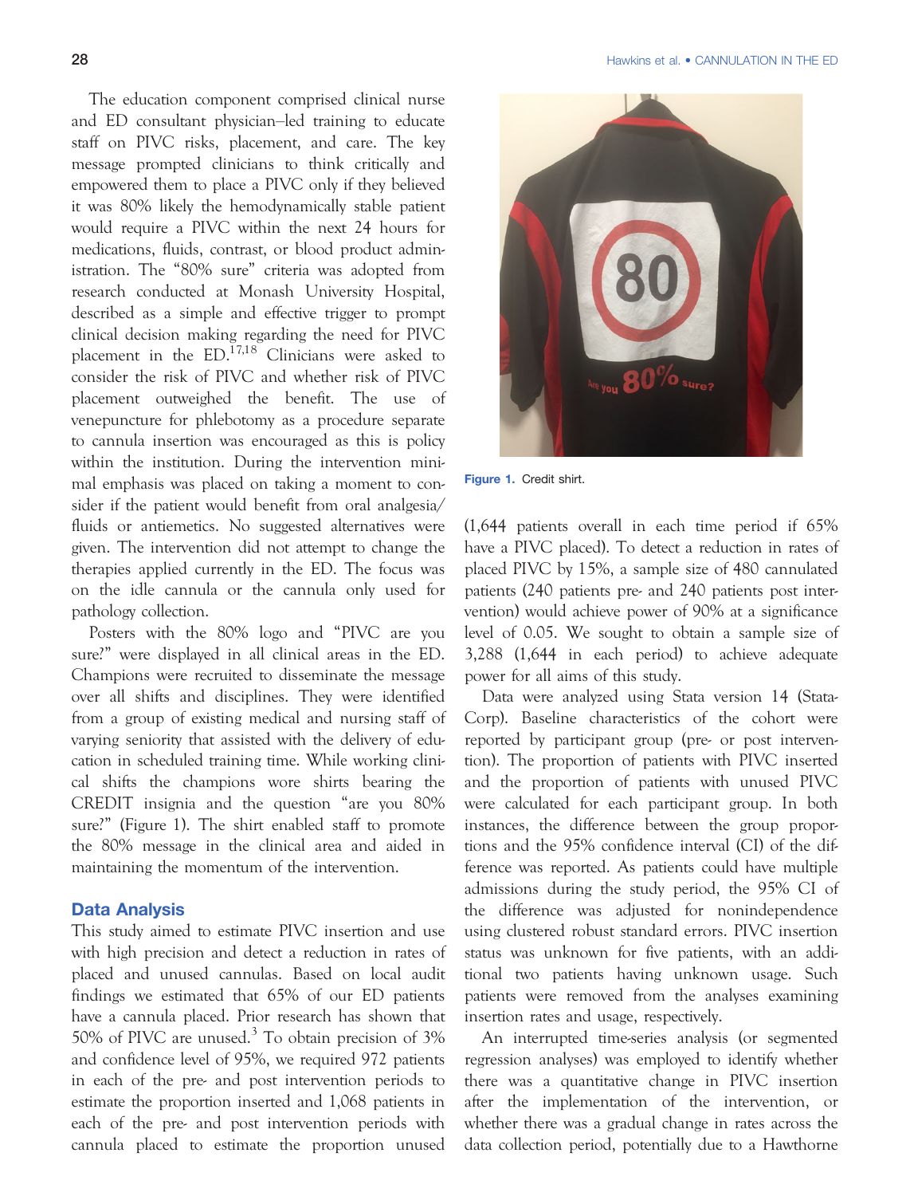The education component comprised clinical nurse and ED consultant physician–led training to educate staff on PIVC risks, placement, and care. The key message prompted clinicians to think critically and empowered them to place a PIVC only if they believed it was 80% likely the hemodynamically stable patient would require a PIVC within the next 24 hours for medications, fluids, contrast, or blood product administration. The "80% sure" criteria was adopted from research conducted at Monash University Hospital, described as a simple and effective trigger to prompt clinical decision making regarding the need for PIVC placement in the ED.[17,18] Clinicians were asked to consider the risk of PIVC and whether risk of PIVC placement outweighed the benefit. The use of venepuncture for phlebotomy as a procedure separate to cannula insertion was encouraged as this is policy within the institution. During the intervention minimal emphasis was placed on taking a moment to consider if the patient would benefit from oral analgesia/fluids or antiemetics. No suggested alternatives were given. The intervention did not attempt to change the therapies applied currently in the ED. The focus was on the idle cannula or the cannula only used for pathology collection.

Posters with the 80% logo and "PIVC are you sure?" were displayed in all clinical areas in the ED. Champions were recruited to disseminate the message over all shifts and disciplines. They were identified from a group of existing medical and nursing staff of varying seniority that assisted with the delivery of education in scheduled training time. While working clinical shifts the champions wore shirts bearing the CREDIT insignia and the question "are you 80% sure?" (Figure 1). The shirt enabled staff to promote the 80% message in the clinical area and aided in maintaining the momentum of the intervention.

Figure 1. Credit shirt.

## Data Analysis

This study aimed to estimate PIVC insertion and use with high precision and detect a reduction in rates of placed and unused cannulas. Based on local audit findings we estimated that 65% of our ED patients have a cannula placed. Prior research has shown that 50% of PIVC are unused.[3] To obtain precision of 3% and confidence level of 95%, we required 972 patients in each of the pre- and post intervention periods to estimate the proportion inserted and 1,068 patients in each of the pre- and post intervention periods with cannula placed to estimate the proportion unused (1,644 patients overall in each time period if 65% have a PIVC placed). To detect a reduction in rates of placed PIVC by 15%, a sample size of 480 cannulated patients (240 patients pre- and 240 patients post intervention) would achieve power of 90% at a significance level of 0.05. We sought to obtain a sample size of 3,288 (1,644 in each period) to achieve adequate power for all aims of this study.

Data were analyzed using Stata version 14 (StataCorp). Baseline characteristics of the cohort were reported by participant group (pre- or post intervention). The proportion of patients with PIVC inserted and the proportion of patients with unused PIVC were calculated for each participant group. In both instances, the difference between the group proportions and the 95% confidence interval (CI) of the difference was reported. As patients could have multiple admissions during the study period, the 95% CI of the difference was adjusted for nonindependence using clustered robust standard errors. PIVC insertion status was unknown for five patients, with an additional two patients having unknown usage. Such patients were removed from the analyses examining insertion rates and usage, respectively.

An interrupted time-series analysis (or segmented regression analyses) was employed to identify whether there was a quantitative change in PIVC insertion after the implementation of the intervention, or whether there was a gradual change in rates across the data collection period, potentially due to a Hawthorne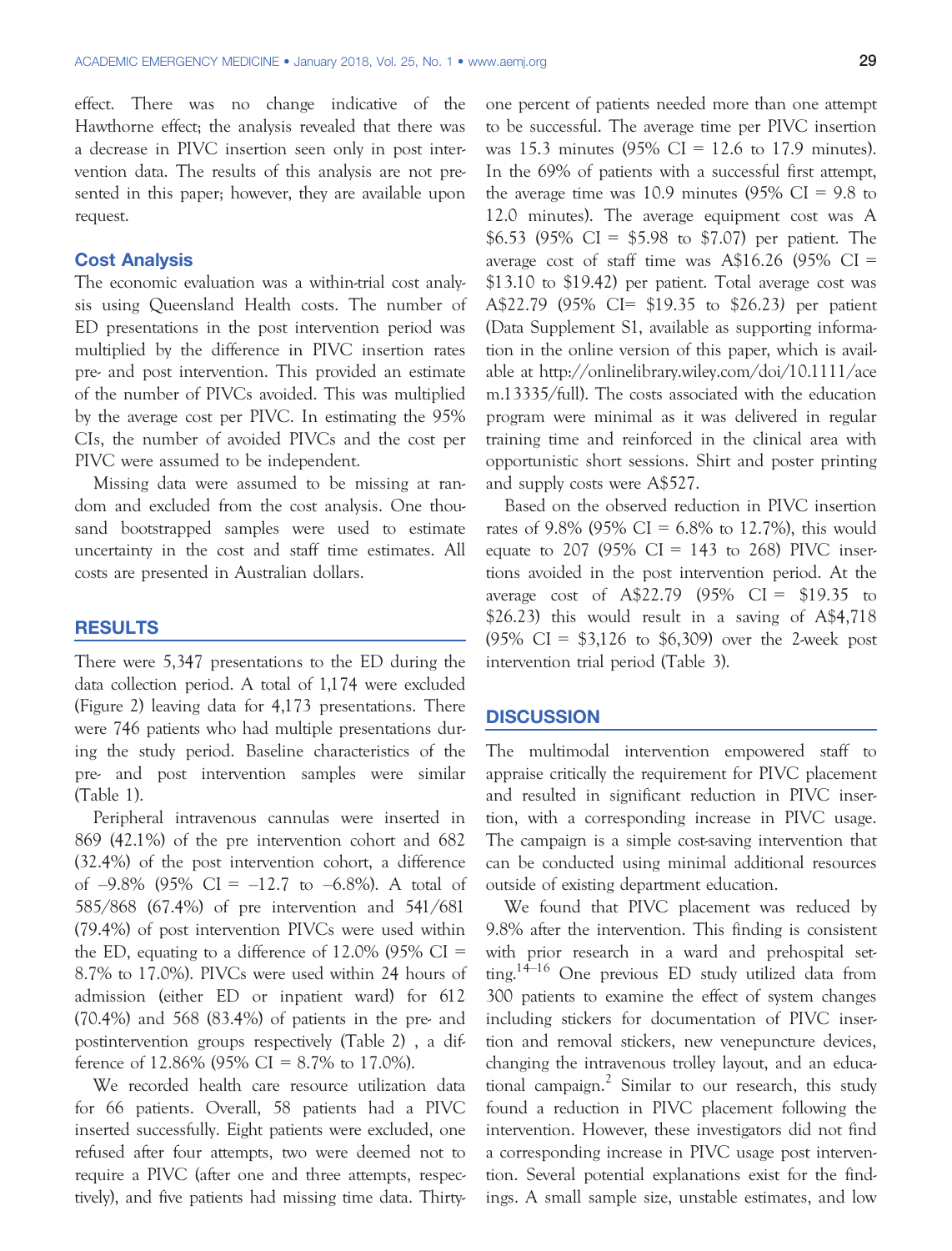effect. There was no change indicative of the Hawthorne effect; the analysis revealed that there was a decrease in PIVC insertion seen only in post intervention data. The results of this analysis are not presented in this paper; however, they are available upon request.

### Cost Analysis

The economic evaluation was a within-trial cost analysis using Queensland Health costs. The number of ED presentations in the post intervention period was multiplied by the difference in PIVC insertion rates pre- and post intervention. This provided an estimate of the number of PIVCs avoided. This was multiplied by the average cost per PIVC. In estimating the 95% CIs, the number of avoided PIVCs and the cost per PIVC were assumed to be independent.

Missing data were assumed to be missing at random and excluded from the cost analysis. One thousand bootstrapped samples were used to estimate uncertainty in the cost and staff time estimates. All costs are presented in Australian dollars.

## RESULTS

There were 5,347 presentations to the ED during the data collection period. A total of 1,174 were excluded (Figure 2) leaving data for 4,173 presentations. There were 746 patients who had multiple presentations during the study period. Baseline characteristics of the pre- and post intervention samples were similar (Table 1).

Peripheral intravenous cannulas were inserted in 869 (42.1%) of the pre intervention cohort and 682 (32.4%) of the post intervention cohort, a difference of –9.8% (95% CI = –12.7 to –6.8%). A total of 585/868 (67.4%) of pre intervention and 541/681 (79.4%) of post intervention PIVCs were used within the ED, equating to a difference of 12.0% (95% CI = 8.7% to 17.0%). PIVCs were used within 24 hours of admission (either ED or inpatient ward) for 612 (70.4%) and 568 (83.4%) of patients in the pre- and postintervention groups respectively (Table 2) , a difference of 12.86% (95% CI = 8.7% to 17.0%).

We recorded health care resource utilization data for 66 patients. Overall, 58 patients had a PIVC inserted successfully. Eight patients were excluded, one refused after four attempts, two were deemed not to require a PIVC (after one and three attempts, respectively), and five patients had missing time data. Thirty-one percent of patients needed more than one attempt to be successful. The average time per PIVC insertion was 15.3 minutes (95% CI = 12.6 to 17.9 minutes). In the 69% of patients with a successful first attempt, the average time was 10.9 minutes (95% CI = 9.8 to 12.0 minutes). The average equipment cost was A $6.53 (95% CI = $5.98 to $7.07) per patient. The average cost of staff time was A$16.26 (95% CI = $13.10 to $19.42) per patient. Total average cost was A$22.79 (95% CI= $19.35 to $26.23) per patient (Data Supplement S1, available as supporting information in the online version of this paper, which is available at http://onlinelibrary.wiley.com/doi/10.1111/acem.13335/full). The costs associated with the education program were minimal as it was delivered in regular training time and reinforced in the clinical area with opportunistic short sessions. Shirt and poster printing and supply costs were A$527.

Based on the observed reduction in PIVC insertion rates of 9.8% (95% CI = 6.8% to 12.7%), this would equate to 207 (95% CI = 143 to 268) PIVC insertions avoided in the post intervention period. At the average cost of A$22.79 (95% CI = $19.35 to $26.23) this would result in a saving of A$4,718 (95% CI = $3,126 to $6,309) over the 2-week post intervention trial period (Table 3).

## DISCUSSION

The multimodal intervention empowered staff to appraise critically the requirement for PIVC placement and resulted in significant reduction in PIVC insertion, with a corresponding increase in PIVC usage. The campaign is a simple cost-saving intervention that can be conducted using minimal additional resources outside of existing department education.

We found that PIVC placement was reduced by 9.8% after the intervention. This finding is consistent with prior research in a ward and prehospital setting.[14–16] One previous ED study utilized data from 300 patients to examine the effect of system changes including stickers for documentation of PIVC insertion and removal stickers, new venepuncture devices, changing the intravenous trolley layout, and an educational campaign.[2] Similar to our research, this study found a reduction in PIVC placement following the intervention. However, these investigators did not find a corresponding increase in PIVC usage post intervention. Several potential explanations exist for the findings. A small sample size, unstable estimates, and low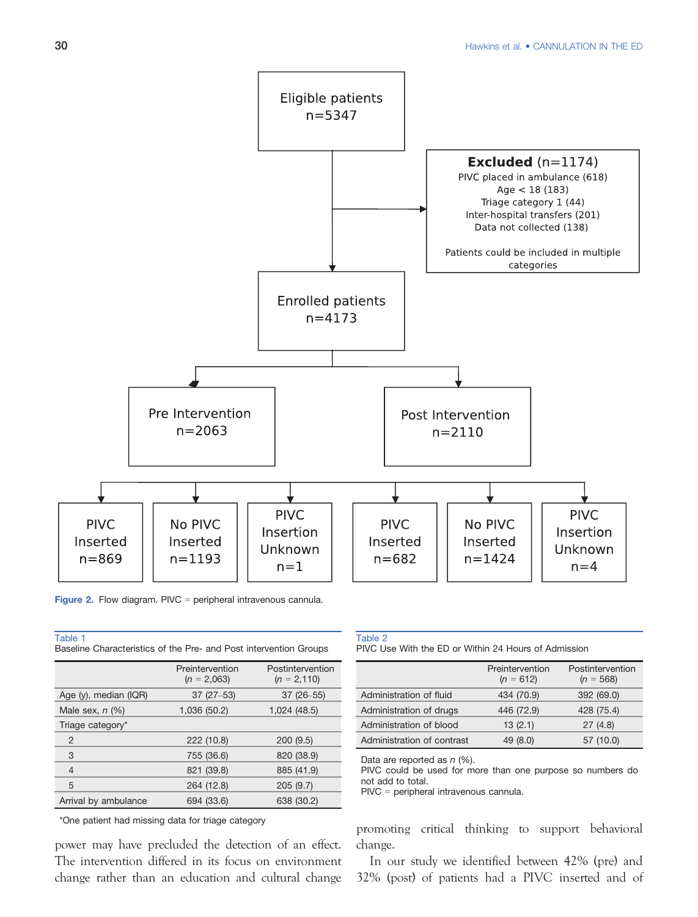Eligible patients n=5347

Excluded (n=1174)
PIVC placed in ambulance (618)
Age < 18 (183)
Triage category 1 (44)
Inter-hospital transfers (201)
Data not collected (138)

Patients could be included in multiple categories

Enrolled patients n=4173

Pre Intervention n=2063

Post Intervention n=2110

PIVC Inserted n=869

No PIVC Inserted n=1193

PIVC Insertion Unknown n=1

PIVC Inserted n=682

No PIVC Inserted n=1424

PIVC Insertion Unknown n=4

**Figure 2.** Flow diagram. PIVC = peripheral intravenous cannula.

Table 1
Baseline Characteristics of the Pre- and Post intervention Groups

| | Preintervention (*n* = 2,063) | Postintervention (*n* = 2,110) |
|---|---|---|
| Age (y), median (IQR) | 37 (27–53) | 37 (26–55) |
| Male sex, *n* (%) | 1,036 (50.2) | 1,024 (48.5) |
| Triage category* | | |
| 2 | 222 (10.8) | 200 (9.5) |
| 3 | 755 (36.6) | 820 (38.9) |
| 4 | 821 (39.8) | 885 (41.9) |
| 5 | 264 (12.8) | 205 (9.7) |
| Arrival by ambulance | 694 (33.6) | 638 (30.2) |

*One patient had missing data for triage category

Table 2
PIVC Use With the ED or Within 24 Hours of Admission

| | Preintervention (*n* = 612) | Postintervention (*n* = 568) |
|---|---|---|
| Administration of fluid | 434 (70.9) | 392 (69.0) |
| Administration of drugs | 446 (72.9) | 428 (75.4) |
| Administration of blood | 13 (2.1) | 27 (4.8) |
| Administration of contrast | 49 (8.0) | 57 (10.0) |

Data are reported as *n* (%).
PIVC could be used for more than one purpose so numbers do not add to total.
PIVC = peripheral intravenous cannula.

power may have precluded the detection of an effect. The intervention differed in its focus on environment change rather than an education and cultural change promoting critical thinking to support behavioral change.

In our study we identified between 42% (pre) and 32% (post) of patients had a PIVC inserted and of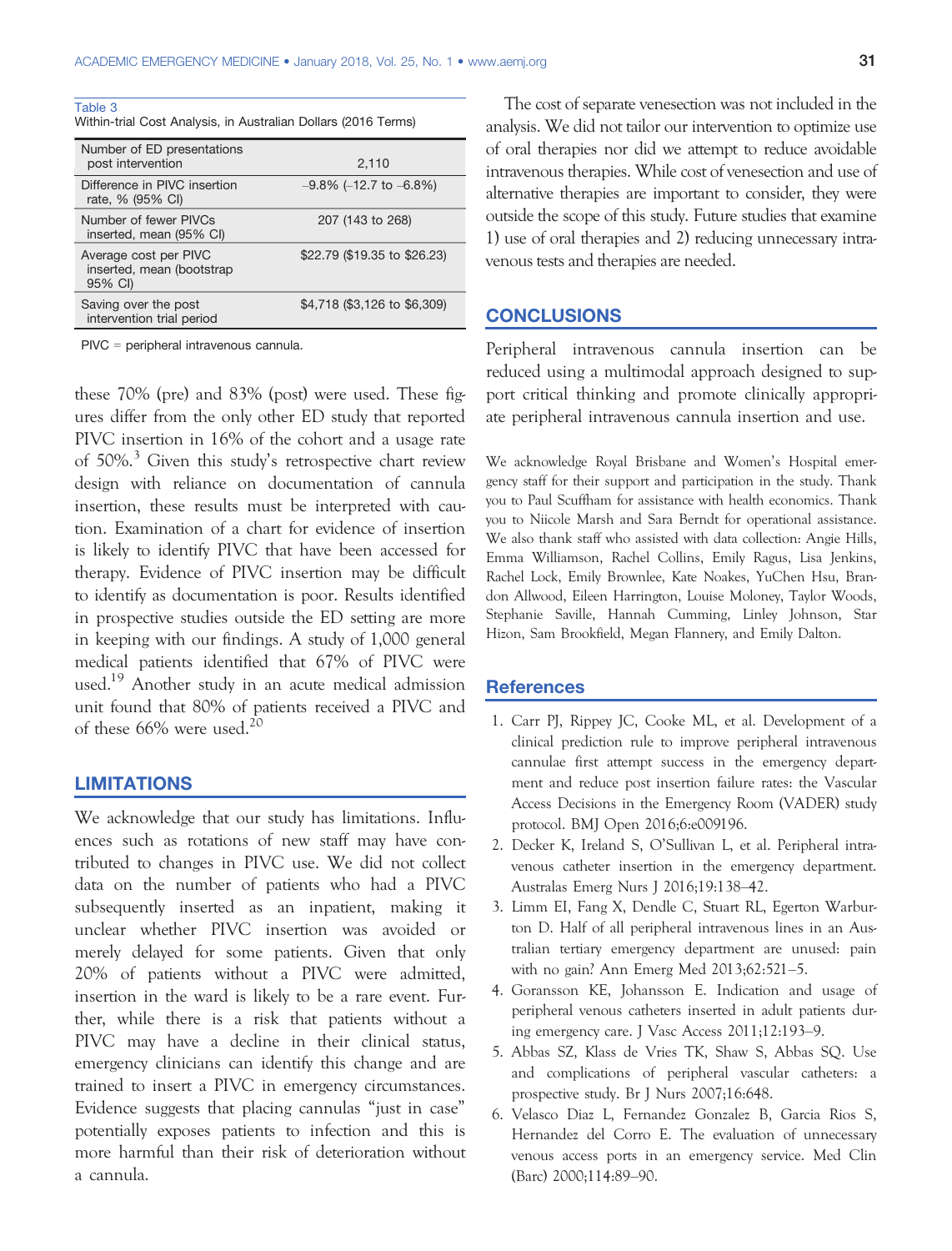Table 3
Within-trial Cost Analysis, in Australian Dollars (2016 Terms)

| | |
|---|---|
| Number of ED presentations post intervention | 2,110 |
| Difference in PIVC insertion rate, % (95% CI) | –9.8% (–12.7 to –6.8%) |
| Number of fewer PIVCs inserted, mean (95% CI) | 207 (143 to 268) |
| Average cost per PIVC inserted, mean (bootstrap 95% CI) | $22.79 ($19.35 to $26.23) |
| Saving over the post intervention trial period | $4,718 ($3,126 to $6,309) |

PIVC = peripheral intravenous cannula.

these 70% (pre) and 83% (post) were used. These figures differ from the only other ED study that reported PIVC insertion in 16% of the cohort and a usage rate of 50%.[3] Given this study's retrospective chart review design with reliance on documentation of cannula insertion, these results must be interpreted with caution. Examination of a chart for evidence of insertion is likely to identify PIVC that have been accessed for therapy. Evidence of PIVC insertion may be difficult to identify as documentation is poor. Results identified in prospective studies outside the ED setting are more in keeping with our findings. A study of 1,000 general medical patients identified that 67% of PIVC were used.[19] Another study in an acute medical admission unit found that 80% of patients received a PIVC and of these 66% were used.[20]

## LIMITATIONS

We acknowledge that our study has limitations. Influences such as rotations of new staff may have contributed to changes in PIVC use. We did not collect data on the number of patients who had a PIVC subsequently inserted as an inpatient, making it unclear whether PIVC insertion was avoided or merely delayed for some patients. Given that only 20% of patients without a PIVC were admitted, insertion in the ward is likely to be a rare event. Further, while there is a risk that patients without a PIVC may have a decline in their clinical status, emergency clinicians can identify this change and are trained to insert a PIVC in emergency circumstances. Evidence suggests that placing cannulas "just in case" potentially exposes patients to infection and this is more harmful than their risk of deterioration without a cannula.

The cost of separate venesection was not included in the analysis. We did not tailor our intervention to optimize use of oral therapies nor did we attempt to reduce avoidable intravenous therapies. While cost of venesection and use of alternative therapies are important to consider, they were outside the scope of this study. Future studies that examine 1) use of oral therapies and 2) reducing unnecessary intravenous tests and therapies are needed.

## CONCLUSIONS

Peripheral intravenous cannula insertion can be reduced using a multimodal approach designed to support critical thinking and promote clinically appropriate peripheral intravenous cannula insertion and use.

We acknowledge Royal Brisbane and Women's Hospital emergency staff for their support and participation in the study. Thank you to Paul Scuffham for assistance with health economics. Thank you to Niicole Marsh and Sara Berndt for operational assistance. We also thank staff who assisted with data collection: Angie Hills, Emma Williamson, Rachel Collins, Emily Ragus, Lisa Jenkins, Rachel Lock, Emily Brownlee, Kate Noakes, YuChen Hsu, Brandon Allwood, Eileen Harrington, Louise Moloney, Taylor Woods, Stephanie Saville, Hannah Cumming, Linley Johnson, Star Hizon, Sam Brookfield, Megan Flannery, and Emily Dalton.

## References

1. Carr PJ, Rippey JC, Cooke ML, et al. Development of a clinical prediction rule to improve peripheral intravenous cannulae first attempt success in the emergency department and reduce post insertion failure rates: the Vascular Access Decisions in the Emergency Room (VADER) study protocol. BMJ Open 2016;6:e009196.
2. Decker K, Ireland S, O'Sullivan L, et al. Peripheral intravenous catheter insertion in the emergency department. Australas Emerg Nurs J 2016;19:138–42.
3. Limm EI, Fang X, Dendle C, Stuart RL, Egerton Warburton D. Half of all peripheral intravenous lines in an Australian tertiary emergency department are unused: pain with no gain? Ann Emerg Med 2013;62:521–5.
4. Goransson KE, Johansson E. Indication and usage of peripheral venous catheters inserted in adult patients during emergency care. J Vasc Access 2011;12:193–9.
5. Abbas SZ, Klass de Vries TK, Shaw S, Abbas SQ. Use and complications of peripheral vascular catheters: a prospective study. Br J Nurs 2007;16:648.
6. Velasco Diaz L, Fernandez Gonzalez B, Garcia Rios S, Hernandez del Corro E. The evaluation of unnecessary venous access ports in an emergency service. Med Clin (Barc) 2000;114:89–90.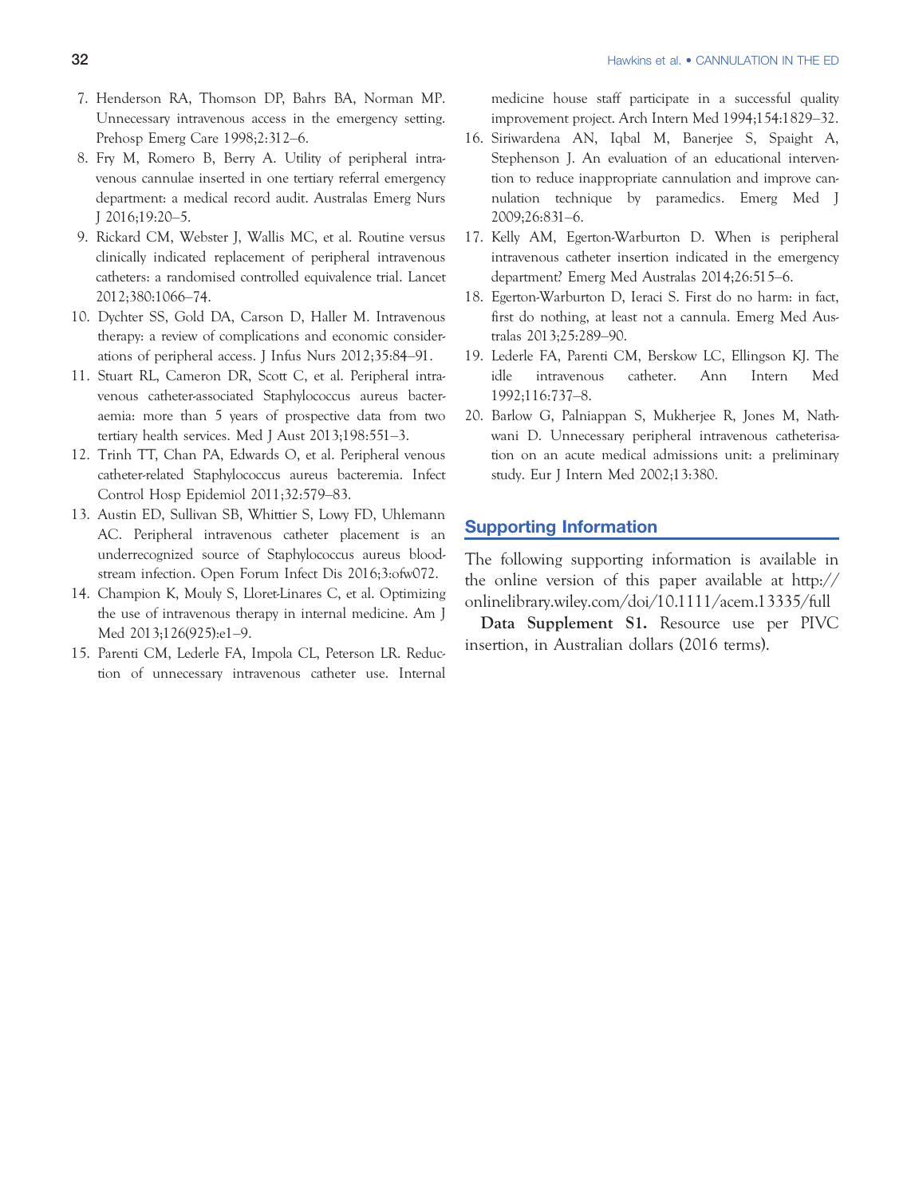7. Henderson RA, Thomson DP, Bahrs BA, Norman MP. Unnecessary intravenous access in the emergency setting. Prehosp Emerg Care 1998;2:312–6.
8. Fry M, Romero B, Berry A. Utility of peripheral intravenous cannulae inserted in one tertiary referral emergency department: a medical record audit. Australas Emerg Nurs J 2016;19:20–5.
9. Rickard CM, Webster J, Wallis MC, et al. Routine versus clinically indicated replacement of peripheral intravenous catheters: a randomised controlled equivalence trial. Lancet 2012;380:1066–74.
10. Dychter SS, Gold DA, Carson D, Haller M. Intravenous therapy: a review of complications and economic considerations of peripheral access. J Infus Nurs 2012;35:84–91.
11. Stuart RL, Cameron DR, Scott C, et al. Peripheral intravenous catheter-associated Staphylococcus aureus bacteraemia: more than 5 years of prospective data from two tertiary health services. Med J Aust 2013;198:551–3.
12. Trinh TT, Chan PA, Edwards O, et al. Peripheral venous catheter-related Staphylococcus aureus bacteremia. Infect Control Hosp Epidemiol 2011;32:579–83.
13. Austin ED, Sullivan SB, Whittier S, Lowy FD, Uhlemann AC. Peripheral intravenous catheter placement is an underrecognized source of Staphylococcus aureus bloodstream infection. Open Forum Infect Dis 2016;3:ofw072.
14. Champion K, Mouly S, Lloret-Linares C, et al. Optimizing the use of intravenous therapy in internal medicine. Am J Med 2013;126(925):e1–9.
15. Parenti CM, Lederle FA, Impola CL, Peterson LR. Reduction of unnecessary intravenous catheter use. Internal medicine house staff participate in a successful quality improvement project. Arch Intern Med 1994;154:1829–32.
16. Siriwardena AN, Iqbal M, Banerjee S, Spaight A, Stephenson J. An evaluation of an educational intervention to reduce inappropriate cannulation and improve cannulation technique by paramedics. Emerg Med J 2009;26:831–6.
17. Kelly AM, Egerton-Warburton D. When is peripheral intravenous catheter insertion indicated in the emergency department? Emerg Med Australas 2014;26:515–6.
18. Egerton-Warburton D, Ieraci S. First do no harm: in fact, first do nothing, at least not a cannula. Emerg Med Australas 2013;25:289–90.
19. Lederle FA, Parenti CM, Berskow LC, Ellingson KJ. The idle intravenous catheter. Ann Intern Med 1992;116:737–8.
20. Barlow G, Palniappan S, Mukherjee R, Jones M, Nathwani D. Unnecessary peripheral intravenous catheterisation on an acute medical admissions unit: a preliminary study. Eur J Intern Med 2002;13:380.

## Supporting Information

The following supporting information is available in the online version of this paper available at http://onlinelibrary.wiley.com/doi/10.1111/acem.13335/full

**Data Supplement S1.** Resource use per PIVC insertion, in Australian dollars (2016 terms).